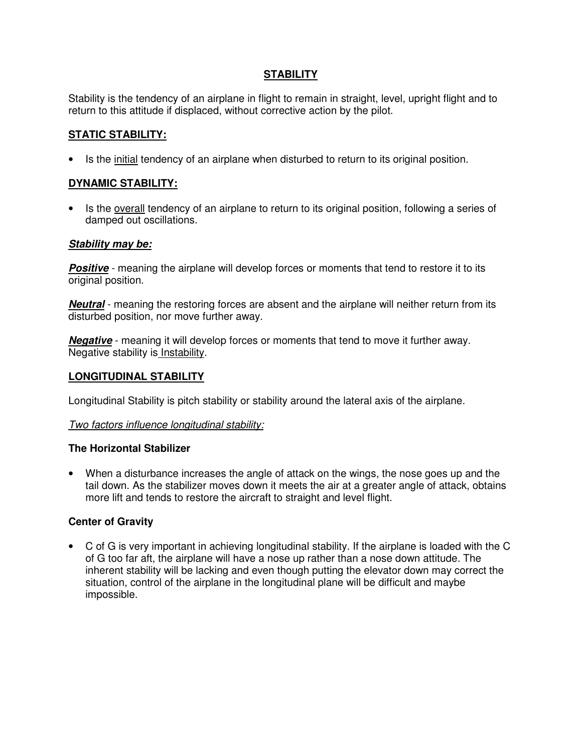# STABILITY

Stability is the tendency of an airplane in flight to remain in straight, level, upright flight and to return to this attitude if displaced, without corrective action by the pilot.

## STATIC STABILITY:

- Is the initial tendency of an airplane when disturbed to return to its original position.

## DYNAMIC STABILITY:

- Is the overall tendency of an airplane to return to its original position, following a series of damped out oscillations.

***Stability may be:***

***Positive*** - meaning the airplane will develop forces or moments that tend to restore it to its original position.

***Neutral*** - meaning the restoring forces are absent and the airplane will neither return from its disturbed position, nor move further away.

***Negative*** - meaning it will develop forces or moments that tend to move it further away. Negative stability is Instability.

## LONGITUDINAL STABILITY

Longitudinal Stability is pitch stability or stability around the lateral axis of the airplane.

*Two factors influence longitudinal stability:*

**The Horizontal Stabilizer**

- When a disturbance increases the angle of attack on the wings, the nose goes up and the tail down. As the stabilizer moves down it meets the air at a greater angle of attack, obtains more lift and tends to restore the aircraft to straight and level flight.

**Center of Gravity**

- C of G is very important in achieving longitudinal stability. If the airplane is loaded with the C of G too far aft, the airplane will have a nose up rather than a nose down attitude. The inherent stability will be lacking and even though putting the elevator down may correct the situation, control of the airplane in the longitudinal plane will be difficult and maybe impossible.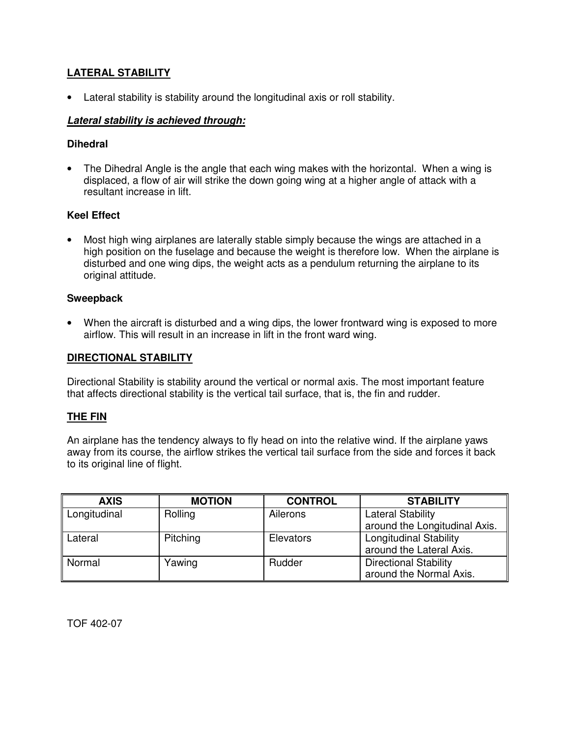## LATERAL STABILITY

- Lateral stability is stability around the longitudinal axis or roll stability.

***Lateral stability is achieved through:***

**Dihedral**

- The Dihedral Angle is the angle that each wing makes with the horizontal. When a wing is displaced, a flow of air will strike the down going wing at a higher angle of attack with a resultant increase in lift.

**Keel Effect**

- Most high wing airplanes are laterally stable simply because the wings are attached in a high position on the fuselage and because the weight is therefore low. When the airplane is disturbed and one wing dips, the weight acts as a pendulum returning the airplane to its original attitude.

**Sweepback**

- When the aircraft is disturbed and a wing dips, the lower frontward wing is exposed to more airflow. This will result in an increase in lift in the front ward wing.

## DIRECTIONAL STABILITY

Directional Stability is stability around the vertical or normal axis. The most important feature that affects directional stability is the vertical tail surface, that is, the fin and rudder.

## THE FIN

An airplane has the tendency always to fly head on into the relative wind. If the airplane yaws away from its course, the airflow strikes the vertical tail surface from the side and forces it back to its original line of flight.

| AXIS | MOTION | CONTROL | STABILITY |
|---|---|---|---|
| Longitudinal | Rolling | Ailerons | Lateral Stability around the Longitudinal Axis. |
| Lateral | Pitching | Elevators | Longitudinal Stability around the Lateral Axis. |
| Normal | Yawing | Rudder | Directional Stability around the Normal Axis. |

TOF 402-07